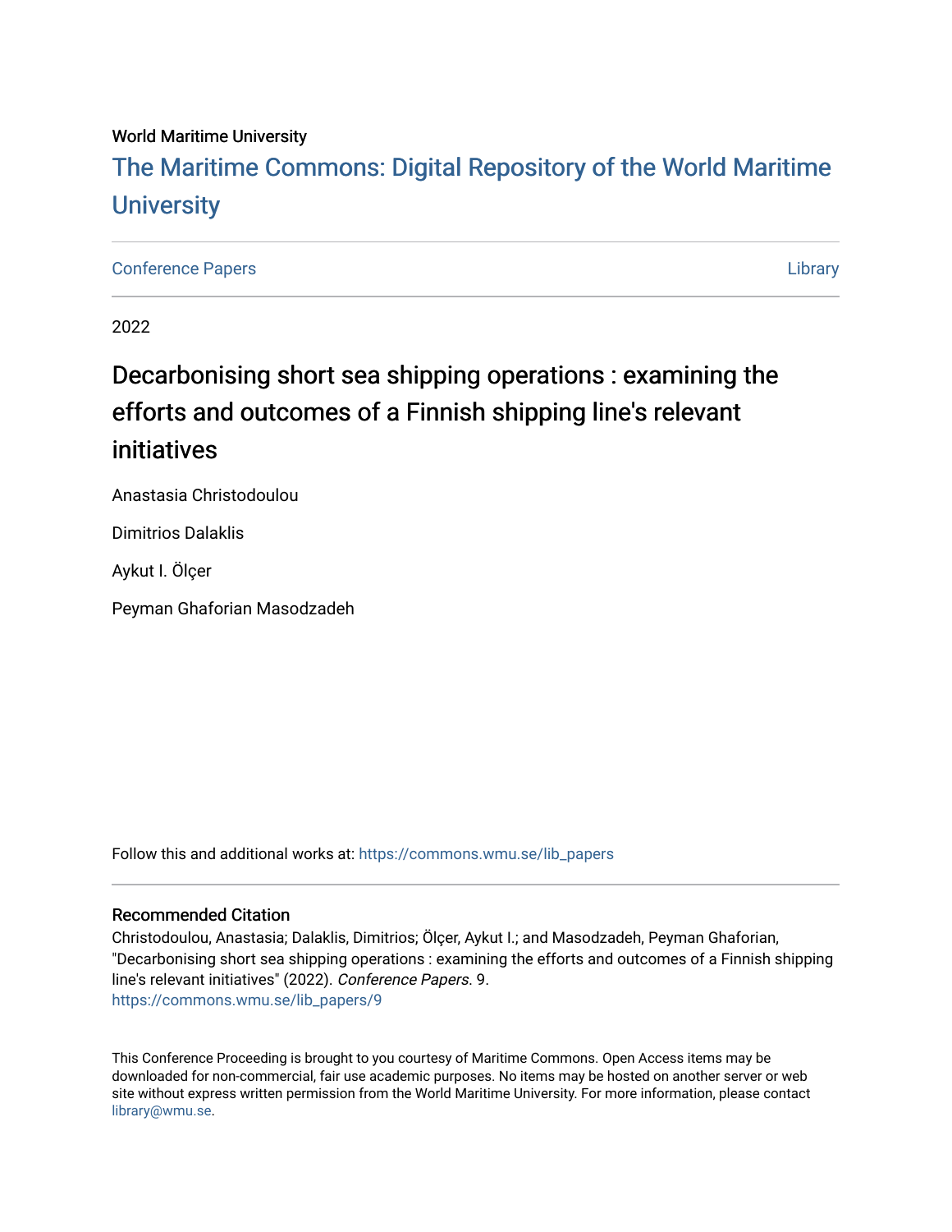World Maritime University

# The Maritime Commons: Digital Repository of the World Maritime University

Conference Papers | Library

2022

## Decarbonising short sea shipping operations : examining the efforts and outcomes of a Finnish shipping line's relevant initiatives

Anastasia Christodoulou

Dimitrios Dalaklis

Aykut I. Ölçer

Peyman Ghaforian Masodzadeh

Follow this and additional works at: https://commons.wmu.se/lib_papers

### Recommended Citation

Christodoulou, Anastasia; Dalaklis, Dimitrios; Ölçer, Aykut I.; and Masodzadeh, Peyman Ghaforian, "Decarbonising short sea shipping operations : examining the efforts and outcomes of a Finnish shipping line's relevant initiatives" (2022). *Conference Papers*. 9.
https://commons.wmu.se/lib_papers/9

This Conference Proceeding is brought to you courtesy of Maritime Commons. Open Access items may be downloaded for non-commercial, fair use academic purposes. No items may be hosted on another server or web site without express written permission from the World Maritime University. For more information, please contact library@wmu.se.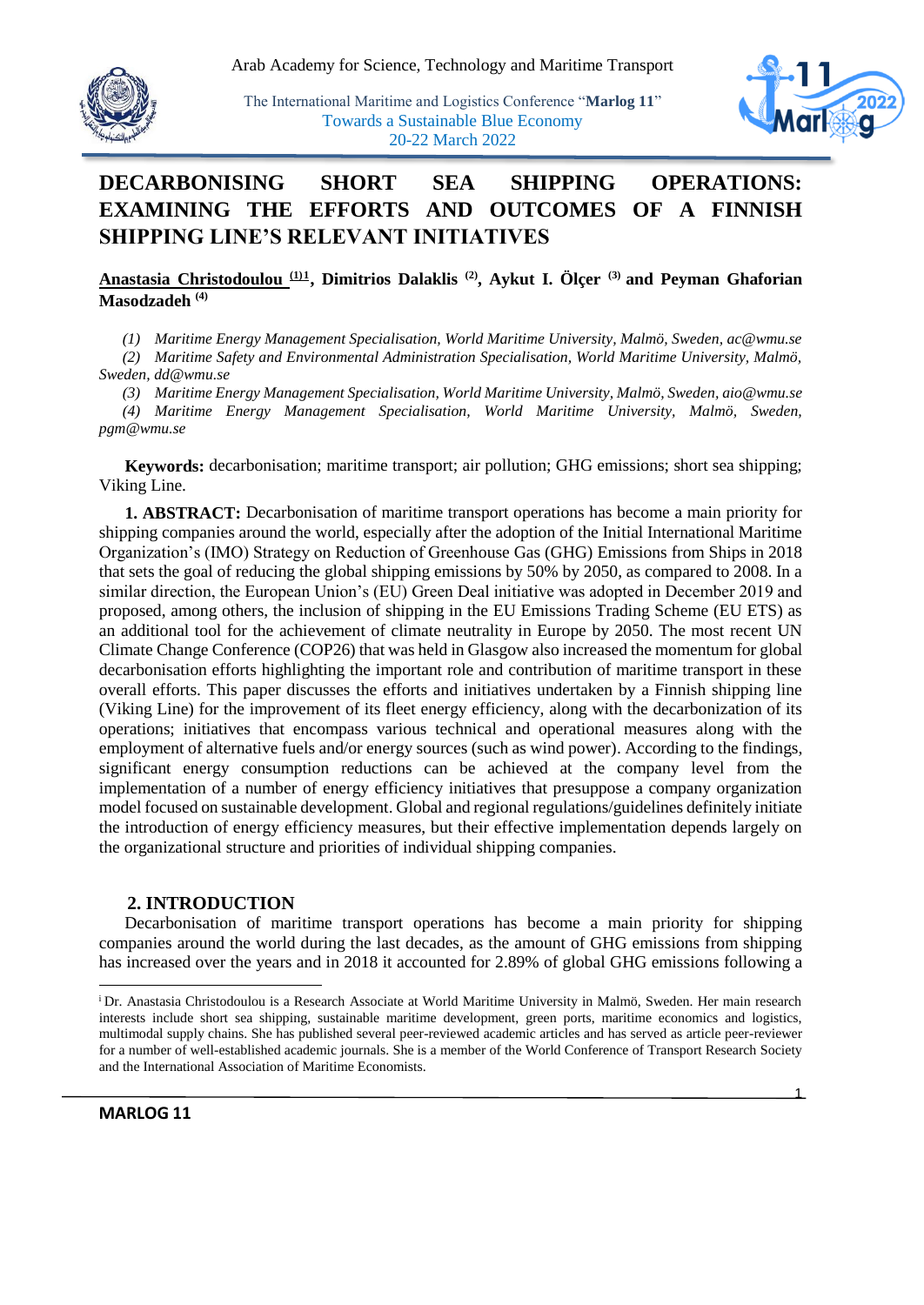# DECARBONISING SHORT SEA SHIPPING OPERATIONS: EXAMINING THE EFFORTS AND OUTCOMES OF A FINNISH SHIPPING LINE'S RELEVANT INITIATIVES

**Anastasia Christodoulou [(1)i], Dimitrios Dalaklis [(2)], Aykut I. Ölçer [(3)] and Peyman Ghaforian Masodzadeh [(4)]**

*(1) Maritime Energy Management Specialisation, World Maritime University, Malmö, Sweden, ac@wmu.se*
*(2) Maritime Safety and Environmental Administration Specialisation, World Maritime University, Malmö, Sweden, dd@wmu.se*
*(3) Maritime Energy Management Specialisation, World Maritime University, Malmö, Sweden, aio@wmu.se*
*(4) Maritime Energy Management Specialisation, World Maritime University, Malmö, Sweden, pgm@wmu.se*

**Keywords:** decarbonisation; maritime transport; air pollution; GHG emissions; short sea shipping; Viking Line.

**1. ABSTRACT:** Decarbonisation of maritime transport operations has become a main priority for shipping companies around the world, especially after the adoption of the Initial International Maritime Organization's (IMO) Strategy on Reduction of Greenhouse Gas (GHG) Emissions from Ships in 2018 that sets the goal of reducing the global shipping emissions by 50% by 2050, as compared to 2008. In a similar direction, the European Union's (EU) Green Deal initiative was adopted in December 2019 and proposed, among others, the inclusion of shipping in the EU Emissions Trading Scheme (EU ETS) as an additional tool for the achievement of climate neutrality in Europe by 2050. The most recent UN Climate Change Conference (COP26) that was held in Glasgow also increased the momentum for global decarbonisation efforts highlighting the important role and contribution of maritime transport in these overall efforts. This paper discusses the efforts and initiatives undertaken by a Finnish shipping line (Viking Line) for the improvement of its fleet energy efficiency, along with the decarbonization of its operations; initiatives that encompass various technical and operational measures along with the employment of alternative fuels and/or energy sources (such as wind power). According to the findings, significant energy consumption reductions can be achieved at the company level from the implementation of a number of energy efficiency initiatives that presuppose a company organization model focused on sustainable development. Global and regional regulations/guidelines definitely initiate the introduction of energy efficiency measures, but their effective implementation depends largely on the organizational structure and priorities of individual shipping companies.

## 2. INTRODUCTION

Decarbonisation of maritime transport operations has become a main priority for shipping companies around the world during the last decades, as the amount of GHG emissions from shipping has increased over the years and in 2018 it accounted for 2.89% of global GHG emissions following a

---

[i] Dr. Anastasia Christodoulou is a Research Associate at World Maritime University in Malmö, Sweden. Her main research interests include short sea shipping, sustainable maritime development, green ports, maritime economics and logistics, multimodal supply chains. She has published several peer-reviewed academic articles and has served as article peer-reviewer for a number of well-established academic journals. She is a member of the World Conference of Transport Research Society and the International Association of Maritime Economists.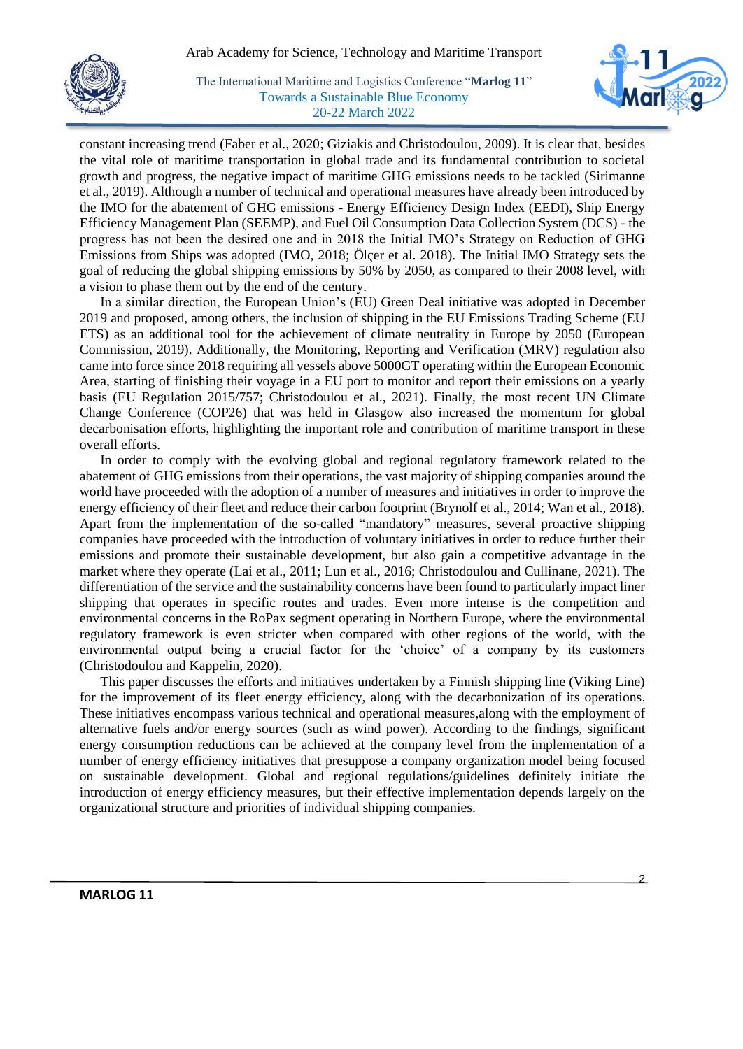constant increasing trend (Faber et al., 2020; Giziakis and Christodoulou, 2009). It is clear that, besides the vital role of maritime transportation in global trade and its fundamental contribution to societal growth and progress, the negative impact of maritime GHG emissions needs to be tackled (Sirimanne et al., 2019). Although a number of technical and operational measures have already been introduced by the IMO for the abatement of GHG emissions - Energy Efficiency Design Index (EEDI), Ship Energy Efficiency Management Plan (SEEMP), and Fuel Oil Consumption Data Collection System (DCS) - the progress has not been the desired one and in 2018 the Initial IMO's Strategy on Reduction of GHG Emissions from Ships was adopted (IMO, 2018; Ölçer et al. 2018). The Initial IMO Strategy sets the goal of reducing the global shipping emissions by 50% by 2050, as compared to their 2008 level, with a vision to phase them out by the end of the century.

In a similar direction, the European Union's (EU) Green Deal initiative was adopted in December 2019 and proposed, among others, the inclusion of shipping in the EU Emissions Trading Scheme (EU ETS) as an additional tool for the achievement of climate neutrality in Europe by 2050 (European Commission, 2019). Additionally, the Monitoring, Reporting and Verification (MRV) regulation also came into force since 2018 requiring all vessels above 5000GT operating within the European Economic Area, starting of finishing their voyage in a EU port to monitor and report their emissions on a yearly basis (EU Regulation 2015/757; Christodoulou et al., 2021). Finally, the most recent UN Climate Change Conference (COP26) that was held in Glasgow also increased the momentum for global decarbonisation efforts, highlighting the important role and contribution of maritime transport in these overall efforts.

In order to comply with the evolving global and regional regulatory framework related to the abatement of GHG emissions from their operations, the vast majority of shipping companies around the world have proceeded with the adoption of a number of measures and initiatives in order to improve the energy efficiency of their fleet and reduce their carbon footprint (Brynolf et al., 2014; Wan et al., 2018). Apart from the implementation of the so-called "mandatory" measures, several proactive shipping companies have proceeded with the introduction of voluntary initiatives in order to reduce further their emissions and promote their sustainable development, but also gain a competitive advantage in the market where they operate (Lai et al., 2011; Lun et al., 2016; Christodoulou and Cullinane, 2021). The differentiation of the service and the sustainability concerns have been found to particularly impact liner shipping that operates in specific routes and trades. Even more intense is the competition and environmental concerns in the RoPax segment operating in Northern Europe, where the environmental regulatory framework is even stricter when compared with other regions of the world, with the environmental output being a crucial factor for the 'choice' of a company by its customers (Christodoulou and Kappelin, 2020).

This paper discusses the efforts and initiatives undertaken by a Finnish shipping line (Viking Line) for the improvement of its fleet energy efficiency, along with the decarbonization of its operations. These initiatives encompass various technical and operational measures,along with the employment of alternative fuels and/or energy sources (such as wind power). According to the findings, significant energy consumption reductions can be achieved at the company level from the implementation of a number of energy efficiency initiatives that presuppose a company organization model being focused on sustainable development. Global and regional regulations/guidelines definitely initiate the introduction of energy efficiency measures, but their effective implementation depends largely on the organizational structure and priorities of individual shipping companies.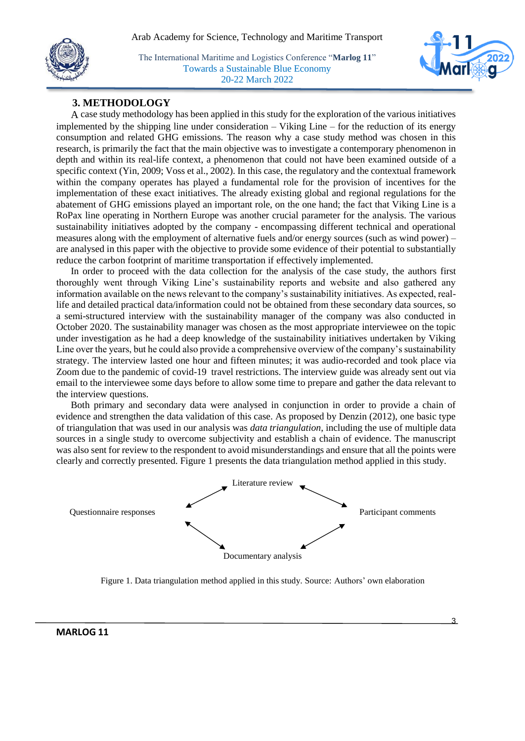## 3. METHODOLOGY

A case study methodology has been applied in this study for the exploration of the various initiatives implemented by the shipping line under consideration – Viking Line – for the reduction of its energy consumption and related GHG emissions. The reason why a case study method was chosen in this research, is primarily the fact that the main objective was to investigate a contemporary phenomenon in depth and within its real-life context, a phenomenon that could not have been examined outside of a specific context (Yin, 2009; Voss et al., 2002). In this case, the regulatory and the contextual framework within the company operates has played a fundamental role for the provision of incentives for the implementation of these exact initiatives. The already existing global and regional regulations for the abatement of GHG emissions played an important role, on the one hand; the fact that Viking Line is a RoPax line operating in Northern Europe was another crucial parameter for the analysis. The various sustainability initiatives adopted by the company - encompassing different technical and operational measures along with the employment of alternative fuels and/or energy sources (such as wind power) – are analysed in this paper with the objective to provide some evidence of their potential to substantially reduce the carbon footprint of maritime transportation if effectively implemented.

In order to proceed with the data collection for the analysis of the case study, the authors first thoroughly went through Viking Line's sustainability reports and website and also gathered any information available on the news relevant to the company's sustainability initiatives. As expected, real-life and detailed practical data/information could not be obtained from these secondary data sources, so a semi-structured interview with the sustainability manager of the company was also conducted in October 2020. The sustainability manager was chosen as the most appropriate interviewee on the topic under investigation as he had a deep knowledge of the sustainability initiatives undertaken by Viking Line over the years, but he could also provide a comprehensive overview of the company's sustainability strategy. The interview lasted one hour and fifteen minutes; it was audio-recorded and took place via Zoom due to the pandemic of covid-19 travel restrictions. The interview guide was already sent out via email to the interviewee some days before to allow some time to prepare and gather the data relevant to the interview questions.

Both primary and secondary data were analysed in conjunction in order to provide a chain of evidence and strengthen the data validation of this case. As proposed by Denzin (2012), one basic type of triangulation that was used in our analysis was *data triangulation*, including the use of multiple data sources in a single study to overcome subjectivity and establish a chain of evidence. The manuscript was also sent for review to the respondent to avoid misunderstandings and ensure that all the points were clearly and correctly presented. Figure 1 presents the data triangulation method applied in this study.

Literature review

Questionnaire responses

Participant comments

Documentary analysis

Figure 1. Data triangulation method applied in this study. Source: Authors' own elaboration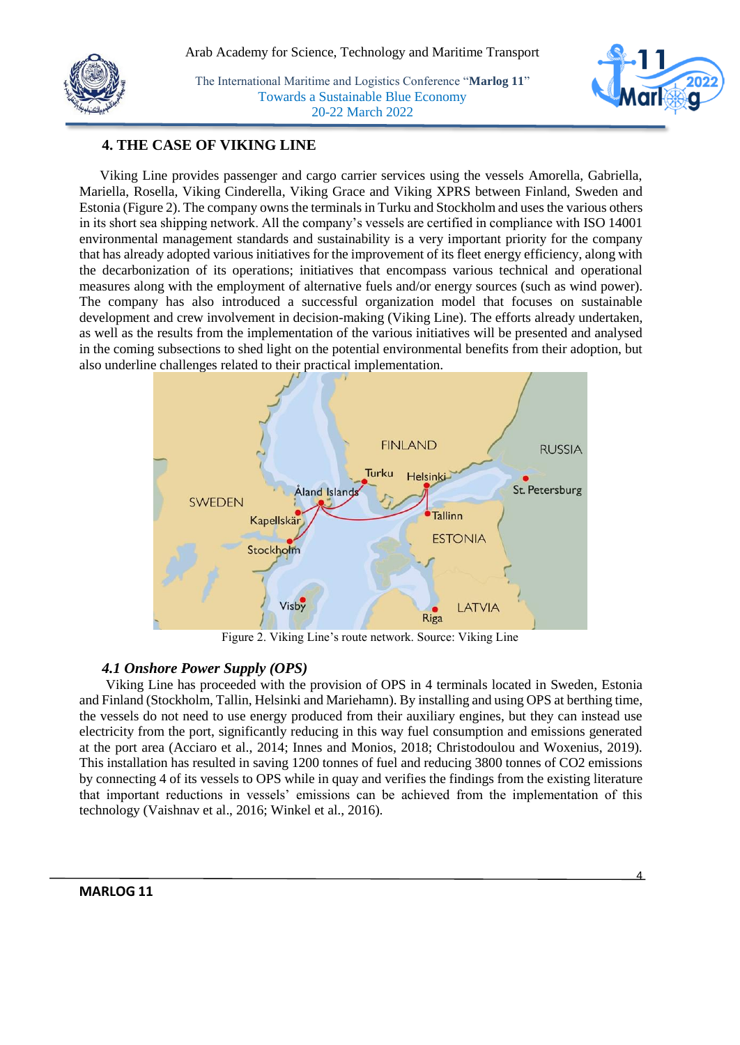## 4. THE CASE OF VIKING LINE

Viking Line provides passenger and cargo carrier services using the vessels Amorella, Gabriella, Mariella, Rosella, Viking Cinderella, Viking Grace and Viking XPRS between Finland, Sweden and Estonia (Figure 2). The company owns the terminals in Turku and Stockholm and uses the various others in its short sea shipping network. All the company's vessels are certified in compliance with ISO 14001 environmental management standards and sustainability is a very important priority for the company that has already adopted various initiatives for the improvement of its fleet energy efficiency, along with the decarbonization of its operations; initiatives that encompass various technical and operational measures along with the employment of alternative fuels and/or energy sources (such as wind power). The company has also introduced a successful organization model that focuses on sustainable development and crew involvement in decision-making (Viking Line). The efforts already undertaken, as well as the results from the implementation of the various initiatives will be presented and analysed in the coming subsections to shed light on the potential environmental benefits from their adoption, but also underline challenges related to their practical implementation.

Figure 2. Viking Line's route network. Source: Viking Line

### *4.1 Onshore Power Supply (OPS)*

Viking Line has proceeded with the provision of OPS in 4 terminals located in Sweden, Estonia and Finland (Stockholm, Tallin, Helsinki and Mariehamn). By installing and using OPS at berthing time, the vessels do not need to use energy produced from their auxiliary engines, but they can instead use electricity from the port, significantly reducing in this way fuel consumption and emissions generated at the port area (Acciaro et al., 2014; Innes and Monios, 2018; Christodoulou and Woxenius, 2019). This installation has resulted in saving 1200 tonnes of fuel and reducing 3800 tonnes of $CO_2$ emissions by connecting 4 of its vessels to OPS while in quay and verifies the findings from the existing literature that important reductions in vessels' emissions can be achieved from the implementation of this technology (Vaishnav et al., 2016; Winkel et al., 2016).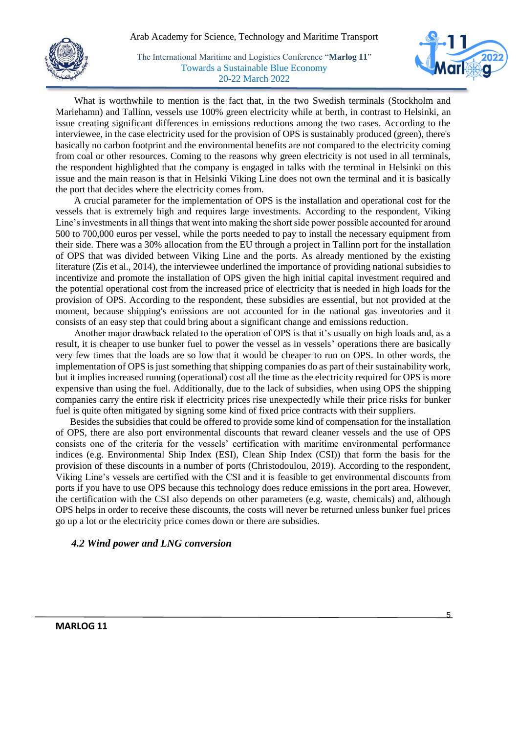What is worthwhile to mention is the fact that, in the two Swedish terminals (Stockholm and Mariehamn) and Tallinn, vessels use 100% green electricity while at berth, in contrast to Helsinki, an issue creating significant differences in emissions reductions among the two cases. According to the interviewee, in the case electricity used for the provision of OPS is sustainably produced (green), there's basically no carbon footprint and the environmental benefits are not compared to the electricity coming from coal or other resources. Coming to the reasons why green electricity is not used in all terminals, the respondent highlighted that the company is engaged in talks with the terminal in Helsinki on this issue and the main reason is that in Helsinki Viking Line does not own the terminal and it is basically the port that decides where the electricity comes from.

A crucial parameter for the implementation of OPS is the installation and operational cost for the vessels that is extremely high and requires large investments. According to the respondent, Viking Line's investments in all things that went into making the short side power possible accounted for around 500 to 700,000 euros per vessel, while the ports needed to pay to install the necessary equipment from their side. There was a 30% allocation from the EU through a project in Tallinn port for the installation of OPS that was divided between Viking Line and the ports. As already mentioned by the existing literature (Zis et al., 2014), the interviewee underlined the importance of providing national subsidies to incentivize and promote the installation of OPS given the high initial capital investment required and the potential operational cost from the increased price of electricity that is needed in high loads for the provision of OPS. According to the respondent, these subsidies are essential, but not provided at the moment, because shipping's emissions are not accounted for in the national gas inventories and it consists of an easy step that could bring about a significant change and emissions reduction.

Another major drawback related to the operation of OPS is that it's usually on high loads and, as a result, it is cheaper to use bunker fuel to power the vessel as in vessels' operations there are basically very few times that the loads are so low that it would be cheaper to run on OPS. In other words, the implementation of OPS is just something that shipping companies do as part of their sustainability work, but it implies increased running (operational) cost all the time as the electricity required for OPS is more expensive than using the fuel. Additionally, due to the lack of subsidies, when using OPS the shipping companies carry the entire risk if electricity prices rise unexpectedly while their price risks for bunker fuel is quite often mitigated by signing some kind of fixed price contracts with their suppliers.

Besides the subsidies that could be offered to provide some kind of compensation for the installation of OPS, there are also port environmental discounts that reward cleaner vessels and the use of OPS consists one of the criteria for the vessels' certification with maritime environmental performance indices (e.g. Environmental Ship Index (ESI), Clean Ship Index (CSI)) that form the basis for the provision of these discounts in a number of ports (Christodoulou, 2019). According to the respondent, Viking Line's vessels are certified with the CSI and it is feasible to get environmental discounts from ports if you have to use OPS because this technology does reduce emissions in the port area. However, the certification with the CSI also depends on other parameters (e.g. waste, chemicals) and, although OPS helps in order to receive these discounts, the costs will never be returned unless bunker fuel prices go up a lot or the electricity price comes down or there are subsidies.

### *4.2 Wind power and LNG conversion*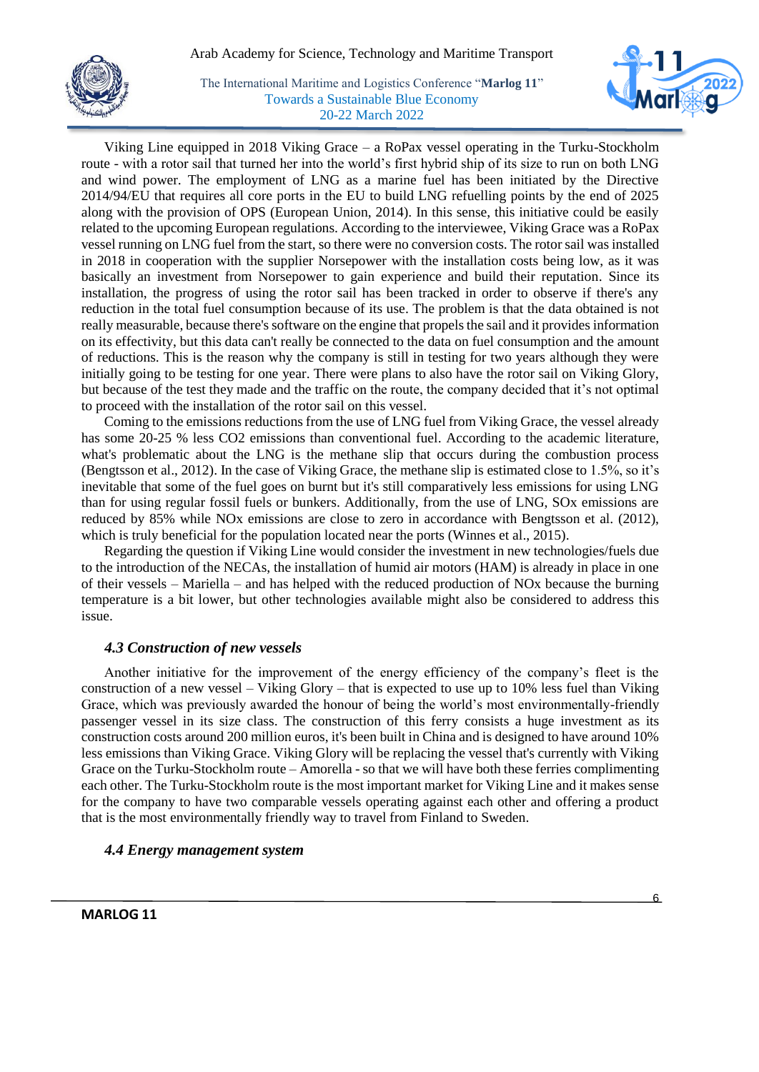Viking Line equipped in 2018 Viking Grace – a RoPax vessel operating in the Turku-Stockholm route - with a rotor sail that turned her into the world's first hybrid ship of its size to run on both LNG and wind power. The employment of LNG as a marine fuel has been initiated by the Directive 2014/94/EU that requires all core ports in the EU to build LNG refuelling points by the end of 2025 along with the provision of OPS (European Union, 2014). In this sense, this initiative could be easily related to the upcoming European regulations. According to the interviewee, Viking Grace was a RoPax vessel running on LNG fuel from the start, so there were no conversion costs. The rotor sail was installed in 2018 in cooperation with the supplier Norsepower with the installation costs being low, as it was basically an investment from Norsepower to gain experience and build their reputation. Since its installation, the progress of using the rotor sail has been tracked in order to observe if there's any reduction in the total fuel consumption because of its use. The problem is that the data obtained is not really measurable, because there's software on the engine that propels the sail and it provides information on its effectivity, but this data can't really be connected to the data on fuel consumption and the amount of reductions. This is the reason why the company is still in testing for two years although they were initially going to be testing for one year. There were plans to also have the rotor sail on Viking Glory, but because of the test they made and the traffic on the route, the company decided that it's not optimal to proceed with the installation of the rotor sail on this vessel.

Coming to the emissions reductions from the use of LNG fuel from Viking Grace, the vessel already has some 20-25 % less $CO_2$ emissions than conventional fuel. According to the academic literature, what's problematic about the LNG is the methane slip that occurs during the combustion process (Bengtsson et al., 2012). In the case of Viking Grace, the methane slip is estimated close to 1.5%, so it's inevitable that some of the fuel goes on burnt but it's still comparatively less emissions for using LNG than for using regular fossil fuels or bunkers. Additionally, from the use of LNG, $SO_x$ emissions are reduced by 85% while $NO_x$ emissions are close to zero in accordance with Bengtsson et al. (2012), which is truly beneficial for the population located near the ports (Winnes et al., 2015).

Regarding the question if Viking Line would consider the investment in new technologies/fuels due to the introduction of the NECAs, the installation of humid air motors (HAM) is already in place in one of their vessels – Mariella – and has helped with the reduced production of $NO_x$ because the burning temperature is a bit lower, but other technologies available might also be considered to address this issue.

### *4.3 Construction of new vessels*

Another initiative for the improvement of the energy efficiency of the company's fleet is the construction of a new vessel – Viking Glory – that is expected to use up to 10% less fuel than Viking Grace, which was previously awarded the honour of being the world's most environmentally-friendly passenger vessel in its size class. The construction of this ferry consists a huge investment as its construction costs around 200 million euros, it's been built in China and is designed to have around 10% less emissions than Viking Grace. Viking Glory will be replacing the vessel that's currently with Viking Grace on the Turku-Stockholm route – Amorella - so that we will have both these ferries complimenting each other. The Turku-Stockholm route is the most important market for Viking Line and it makes sense for the company to have two comparable vessels operating against each other and offering a product that is the most environmentally friendly way to travel from Finland to Sweden.

### *4.4 Energy management system*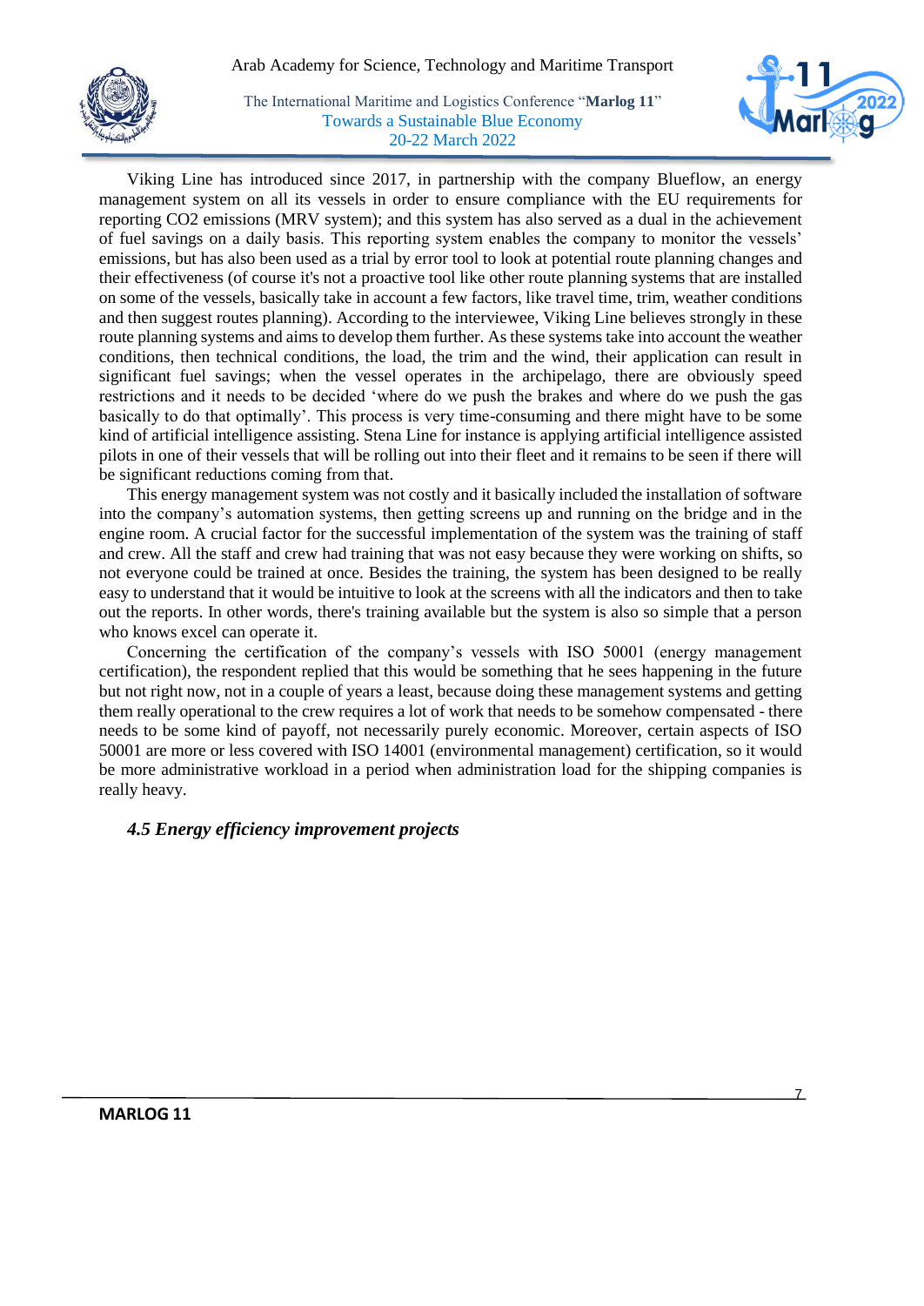Viking Line has introduced since 2017, in partnership with the company Blueflow, an energy management system on all its vessels in order to ensure compliance with the EU requirements for reporting CO2 emissions (MRV system); and this system has also served as a dual in the achievement of fuel savings on a daily basis. This reporting system enables the company to monitor the vessels' emissions, but has also been used as a trial by error tool to look at potential route planning changes and their effectiveness (of course it's not a proactive tool like other route planning systems that are installed on some of the vessels, basically take in account a few factors, like travel time, trim, weather conditions and then suggest routes planning). According to the interviewee, Viking Line believes strongly in these route planning systems and aims to develop them further. As these systems take into account the weather conditions, then technical conditions, the load, the trim and the wind, their application can result in significant fuel savings; when the vessel operates in the archipelago, there are obviously speed restrictions and it needs to be decided 'where do we push the brakes and where do we push the gas basically to do that optimally'. This process is very time-consuming and there might have to be some kind of artificial intelligence assisting. Stena Line for instance is applying artificial intelligence assisted pilots in one of their vessels that will be rolling out into their fleet and it remains to be seen if there will be significant reductions coming from that.

This energy management system was not costly and it basically included the installation of software into the company's automation systems, then getting screens up and running on the bridge and in the engine room. A crucial factor for the successful implementation of the system was the training of staff and crew. All the staff and crew had training that was not easy because they were working on shifts, so not everyone could be trained at once. Besides the training, the system has been designed to be really easy to understand that it would be intuitive to look at the screens with all the indicators and then to take out the reports. In other words, there's training available but the system is also so simple that a person who knows excel can operate it.

Concerning the certification of the company's vessels with ISO 50001 (energy management certification), the respondent replied that this would be something that he sees happening in the future but not right now, not in a couple of years a least, because doing these management systems and getting them really operational to the crew requires a lot of work that needs to be somehow compensated - there needs to be some kind of payoff, not necessarily purely economic. Moreover, certain aspects of ISO 50001 are more or less covered with ISO 14001 (environmental management) certification, so it would be more administrative workload in a period when administration load for the shipping companies is really heavy.

### *4.5 Energy efficiency improvement projects*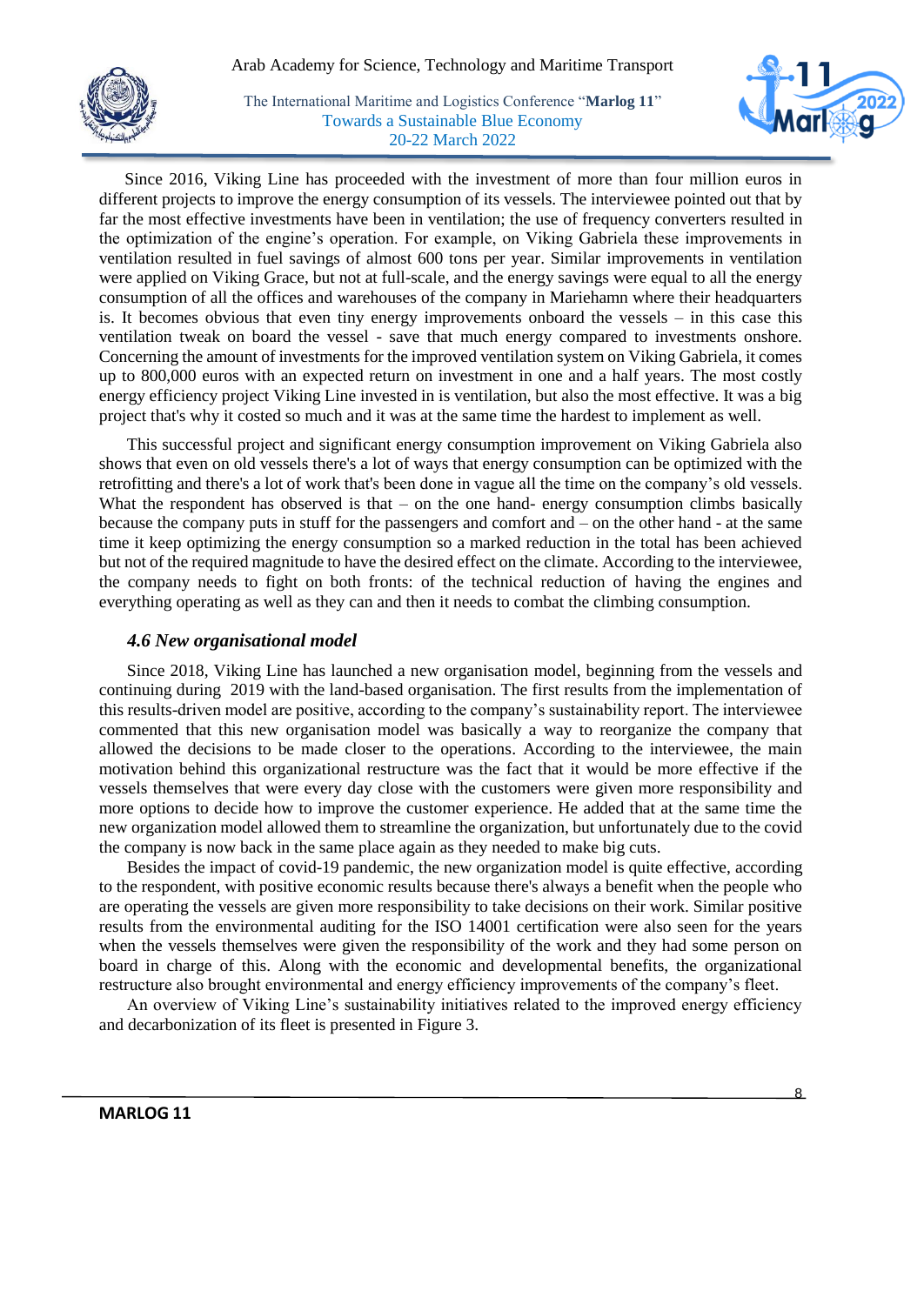Since 2016, Viking Line has proceeded with the investment of more than four million euros in different projects to improve the energy consumption of its vessels. The interviewee pointed out that by far the most effective investments have been in ventilation; the use of frequency converters resulted in the optimization of the engine's operation. For example, on Viking Gabriela these improvements in ventilation resulted in fuel savings of almost 600 tons per year. Similar improvements in ventilation were applied on Viking Grace, but not at full-scale, and the energy savings were equal to all the energy consumption of all the offices and warehouses of the company in Mariehamn where their headquarters is. It becomes obvious that even tiny energy improvements onboard the vessels – in this case this ventilation tweak on board the vessel - save that much energy compared to investments onshore. Concerning the amount of investments for the improved ventilation system on Viking Gabriela, it comes up to 800,000 euros with an expected return on investment in one and a half years. The most costly energy efficiency project Viking Line invested in is ventilation, but also the most effective. It was a big project that's why it costed so much and it was at the same time the hardest to implement as well.

This successful project and significant energy consumption improvement on Viking Gabriela also shows that even on old vessels there's a lot of ways that energy consumption can be optimized with the retrofitting and there's a lot of work that's been done in vague all the time on the company's old vessels. What the respondent has observed is that – on the one hand- energy consumption climbs basically because the company puts in stuff for the passengers and comfort and – on the other hand - at the same time it keep optimizing the energy consumption so a marked reduction in the total has been achieved but not of the required magnitude to have the desired effect on the climate. According to the interviewee, the company needs to fight on both fronts: of the technical reduction of having the engines and everything operating as well as they can and then it needs to combat the climbing consumption.

### *4.6 New organisational model*

Since 2018, Viking Line has launched a new organisation model, beginning from the vessels and continuing during 2019 with the land-based organisation. The first results from the implementation of this results-driven model are positive, according to the company's sustainability report. The interviewee commented that this new organisation model was basically a way to reorganize the company that allowed the decisions to be made closer to the operations. According to the interviewee, the main motivation behind this organizational restructure was the fact that it would be more effective if the vessels themselves that were every day close with the customers were given more responsibility and more options to decide how to improve the customer experience. He added that at the same time the new organization model allowed them to streamline the organization, but unfortunately due to the covid the company is now back in the same place again as they needed to make big cuts.

Besides the impact of covid-19 pandemic, the new organization model is quite effective, according to the respondent, with positive economic results because there's always a benefit when the people who are operating the vessels are given more responsibility to take decisions on their work. Similar positive results from the environmental auditing for the ISO 14001 certification were also seen for the years when the vessels themselves were given the responsibility of the work and they had some person on board in charge of this. Along with the economic and developmental benefits, the organizational restructure also brought environmental and energy efficiency improvements of the company's fleet.

An overview of Viking Line's sustainability initiatives related to the improved energy efficiency and decarbonization of its fleet is presented in Figure 3.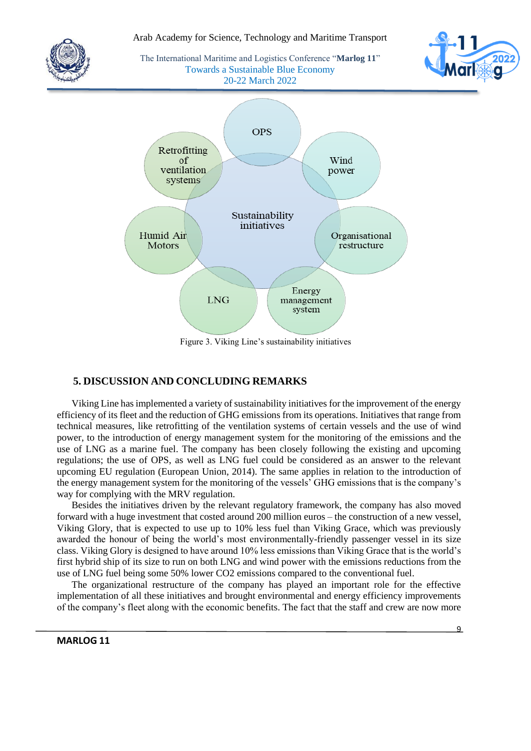Figure 3. Viking Line's sustainability initiatives

## 5. DISCUSSION AND CONCLUDING REMARKS

Viking Line has implemented a variety of sustainability initiatives for the improvement of the energy efficiency of its fleet and the reduction of GHG emissions from its operations. Initiatives that range from technical measures, like retrofitting of the ventilation systems of certain vessels and the use of wind power, to the introduction of energy management system for the monitoring of the emissions and the use of LNG as a marine fuel. The company has been closely following the existing and upcoming regulations; the use of OPS, as well as LNG fuel could be considered as an answer to the relevant upcoming EU regulation (European Union, 2014). The same applies in relation to the introduction of the energy management system for the monitoring of the vessels' GHG emissions that is the company's way for complying with the MRV regulation.

Besides the initiatives driven by the relevant regulatory framework, the company has also moved forward with a huge investment that costed around 200 million euros – the construction of a new vessel, Viking Glory, that is expected to use up to 10% less fuel than Viking Grace, which was previously awarded the honour of being the world's most environmentally-friendly passenger vessel in its size class. Viking Glory is designed to have around 10% less emissions than Viking Grace that is the world's first hybrid ship of its size to run on both LNG and wind power with the emissions reductions from the use of LNG fuel being some 50% lower $CO_2$ emissions compared to the conventional fuel.

The organizational restructure of the company has played an important role for the effective implementation of all these initiatives and brought environmental and energy efficiency improvements of the company's fleet along with the economic benefits. The fact that the staff and crew are now more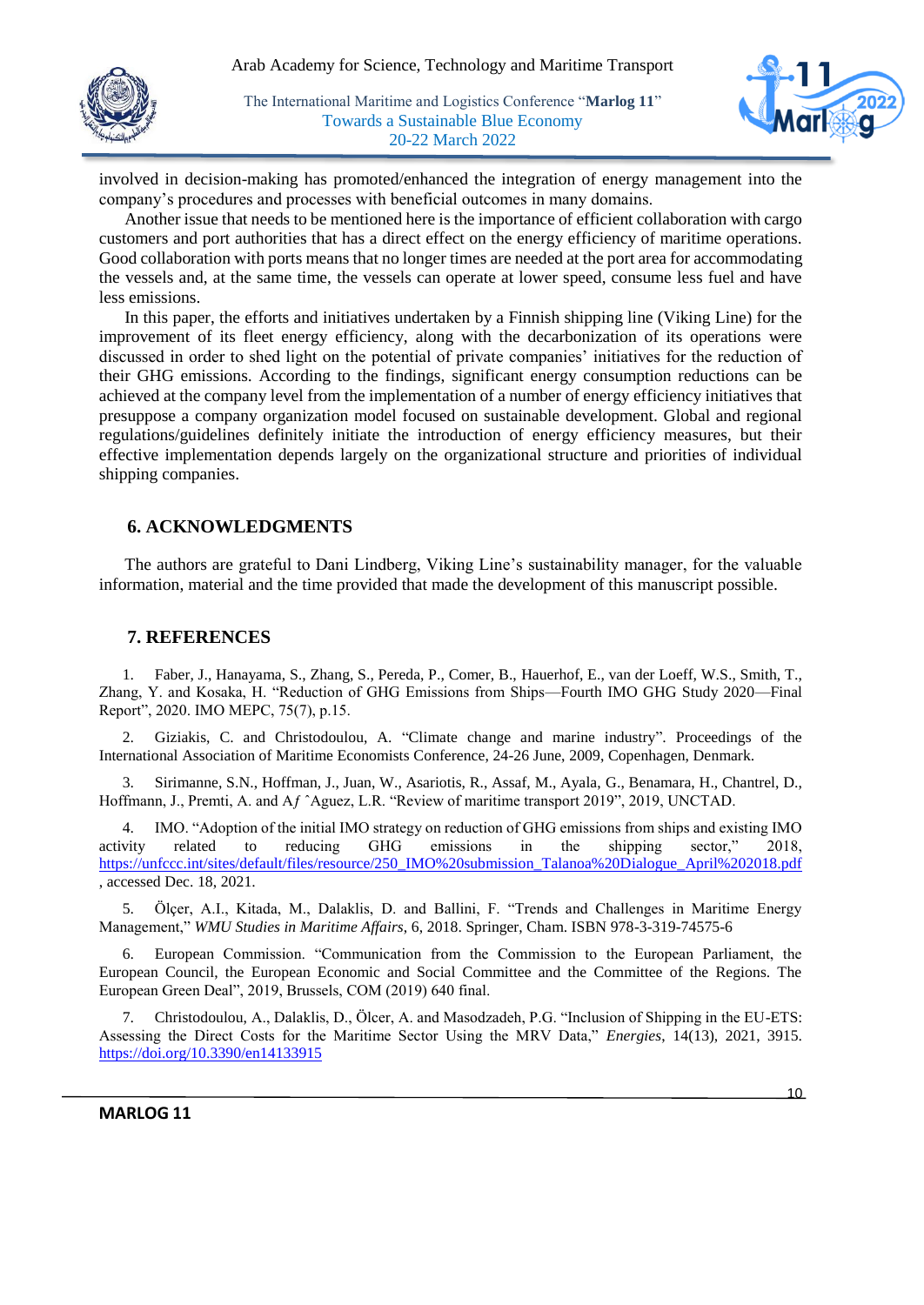involved in decision-making has promoted/enhanced the integration of energy management into the company's procedures and processes with beneficial outcomes in many domains.

Another issue that needs to be mentioned here is the importance of efficient collaboration with cargo customers and port authorities that has a direct effect on the energy efficiency of maritime operations. Good collaboration with ports means that no longer times are needed at the port area for accommodating the vessels and, at the same time, the vessels can operate at lower speed, consume less fuel and have less emissions.

In this paper, the efforts and initiatives undertaken by a Finnish shipping line (Viking Line) for the improvement of its fleet energy efficiency, along with the decarbonization of its operations were discussed in order to shed light on the potential of private companies' initiatives for the reduction of their GHG emissions. According to the findings, significant energy consumption reductions can be achieved at the company level from the implementation of a number of energy efficiency initiatives that presuppose a company organization model focused on sustainable development. Global and regional regulations/guidelines definitely initiate the introduction of energy efficiency measures, but their effective implementation depends largely on the organizational structure and priorities of individual shipping companies.

## 6. ACKNOWLEDGMENTS

The authors are grateful to Dani Lindberg, Viking Line's sustainability manager, for the valuable information, material and the time provided that made the development of this manuscript possible.

## 7. REFERENCES

1. Faber, J., Hanayama, S., Zhang, S., Pereda, P., Comer, B., Hauerhof, E., van der Loeff, W.S., Smith, T., Zhang, Y. and Kosaka, H. "Reduction of GHG Emissions from Ships—Fourth IMO GHG Study 2020—Final Report", 2020. IMO MEPC, 75(7), p.15.

2. Giziakis, C. and Christodoulou, A. "Climate change and marine industry". Proceedings of the International Association of Maritime Economists Conference, 24-26 June, 2009, Copenhagen, Denmark.

3. Sirimanne, S.N., Hoffman, J., Juan, W., Asariotis, R., Assaf, M., Ayala, G., Benamara, H., Chantrel, D., Hoffmann, J., Premti, A. and Aƒ ˆAguez, L.R. "Review of maritime transport 2019", 2019, UNCTAD.

4. IMO. "Adoption of the initial IMO strategy on reduction of GHG emissions from ships and existing IMO activity related to reducing GHG emissions in the shipping sector," 2018, https://unfccc.int/sites/default/files/resource/250_IMO%20submission_Talanoa%20Dialogue_April%202018.pdf , accessed Dec. 18, 2021.

5. Ölçer, A.I., Kitada, M., Dalaklis, D. and Ballini, F. "Trends and Challenges in Maritime Energy Management," *WMU Studies in Maritime Affairs*, 6, 2018. Springer, Cham. ISBN 978-3-319-74575-6

6. European Commission. "Communication from the Commission to the European Parliament, the European Council, the European Economic and Social Committee and the Committee of the Regions. The European Green Deal", 2019, Brussels, COM (2019) 640 final.

7. Christodoulou, A., Dalaklis, D., Ölcer, A. and Masodzadeh, P.G. "Inclusion of Shipping in the EU-ETS: Assessing the Direct Costs for the Maritime Sector Using the MRV Data," *Energies*, 14(13), 2021, 3915. https://doi.org/10.3390/en14133915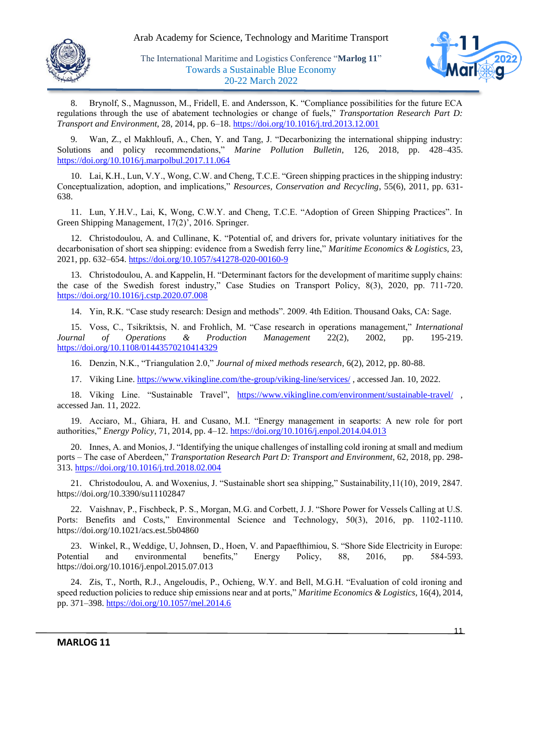8. Brynolf, S., Magnusson, M., Fridell, E. and Andersson, K. "Compliance possibilities for the future ECA regulations through the use of abatement technologies or change of fuels," *Transportation Research Part D: Transport and Environment*, 28, 2014, pp. 6–18. https://doi.org/10.1016/j.trd.2013.12.001

9. Wan, Z., el Makhloufi, A., Chen, Y. and Tang, J. "Decarbonizing the international shipping industry: Solutions and policy recommendations," *Marine Pollution Bulletin*, 126, 2018, pp. 428–435. https://doi.org/10.1016/j.marpolbul.2017.11.064

10. Lai, K.H., Lun, V.Y., Wong, C.W. and Cheng, T.C.E. "Green shipping practices in the shipping industry: Conceptualization, adoption, and implications," *Resources, Conservation and Recycling*, 55(6), 2011, pp. 631-638.

11. Lun, Y.H.V., Lai, K, Wong, C.W.Y. and Cheng, T.C.E. "Adoption of Green Shipping Practices". In Green Shipping Management, 17(2)', 2016. Springer.

12. Christodoulou, A. and Cullinane, K. "Potential of, and drivers for, private voluntary initiatives for the decarbonisation of short sea shipping: evidence from a Swedish ferry line," *Maritime Economics & Logistics*, 23, 2021, pp. 632–654. https://doi.org/10.1057/s41278-020-00160-9

13. Christodoulou, A. and Kappelin, H. "Determinant factors for the development of maritime supply chains: the case of the Swedish forest industry," Case Studies on Transport Policy, 8(3), 2020, pp. 711-720. https://doi.org/10.1016/j.cstp.2020.07.008

14. Yin, R.K. "Case study research: Design and methods". 2009. 4th Edition. Thousand Oaks, CA: Sage.

15. Voss, C., Tsikriktsis, N. and Frohlich, M. "Case research in operations management," *International Journal of Operations & Production Management* 22(2), 2002, pp. 195-219. https://doi.org/10.1108/01443570210414329

16. Denzin, N.K., "Triangulation 2.0," *Journal of mixed methods research*, 6(2), 2012, pp. 80-88.

17. Viking Line. https://www.vikingline.com/the-group/viking-line/services/ , accessed Jan. 10, 2022.

18. Viking Line. "Sustainable Travel", https://www.vikingline.com/environment/sustainable-travel/ , accessed Jan. 11, 2022.

19. Acciaro, M., Ghiara, H. and Cusano, M.I. "Energy management in seaports: A new role for port authorities," *Energy Policy*, 71, 2014, pp. 4–12. https://doi.org/10.1016/j.enpol.2014.04.013

20. Innes, A. and Monios, J. "Identifying the unique challenges of installing cold ironing at small and medium ports – The case of Aberdeen," *Transportation Research Part D: Transport and Environment*, 62, 2018, pp. 298-313. https://doi.org/10.1016/j.trd.2018.02.004

21. Christodoulou, A. and Woxenius, J. "Sustainable short sea shipping," Sustainability,11(10), 2019, 2847. https://doi.org/10.3390/su11102847

22. Vaishnav, P., Fischbeck, P. S., Morgan, M.G. and Corbett, J. J. "Shore Power for Vessels Calling at U.S. Ports: Benefits and Costs," Environmental Science and Technology, 50(3), 2016, pp. 1102-1110. https://doi.org/10.1021/acs.est.5b04860

23. Winkel, R., Weddige, U, Johnsen, D., Hoen, V. and Papaefthimiou, S. "Shore Side Electricity in Europe: Potential and environmental benefits," Energy Policy, 88, 2016, pp. 584-593. https://doi.org/10.1016/j.enpol.2015.07.013

24. Zis, T., North, R.J., Angeloudis, P., Ochieng, W.Y. and Bell, M.G.H. "Evaluation of cold ironing and speed reduction policies to reduce ship emissions near and at ports," *Maritime Economics & Logistics*, 16(4), 2014, pp. 371–398. https://doi.org/10.1057/mel.2014.6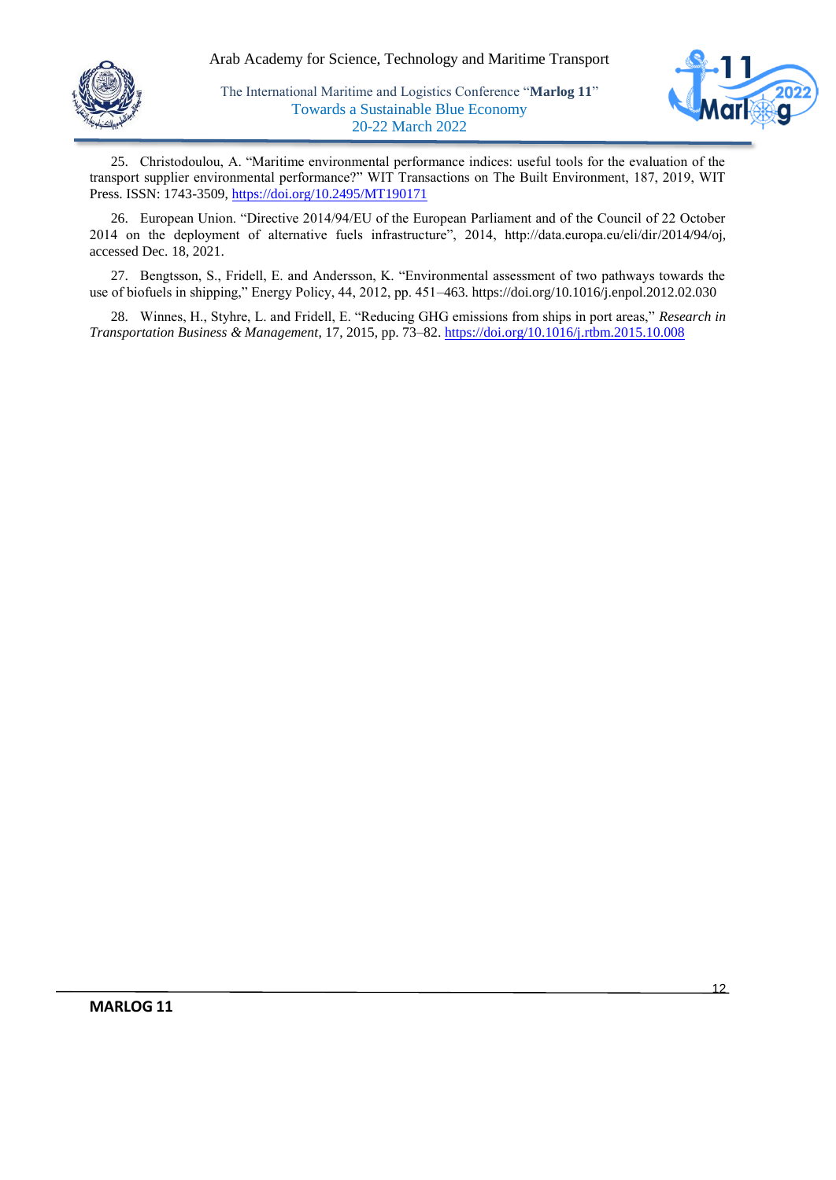25. Christodoulou, A. "Maritime environmental performance indices: useful tools for the evaluation of the transport supplier environmental performance?" WIT Transactions on The Built Environment, 187, 2019, WIT Press. ISSN: 1743-3509, https://doi.org/10.2495/MT190171

26. European Union. "Directive 2014/94/EU of the European Parliament and of the Council of 22 October 2014 on the deployment of alternative fuels infrastructure", 2014, http://data.europa.eu/eli/dir/2014/94/oj, accessed Dec. 18, 2021.

27. Bengtsson, S., Fridell, E. and Andersson, K. "Environmental assessment of two pathways towards the use of biofuels in shipping," Energy Policy, 44, 2012, pp. 451–463. https://doi.org/10.1016/j.enpol.2012.02.030

28. Winnes, H., Styhre, L. and Fridell, E. "Reducing GHG emissions from ships in port areas," *Research in Transportation Business & Management*, 17, 2015, pp. 73–82. https://doi.org/10.1016/j.rtbm.2015.10.008